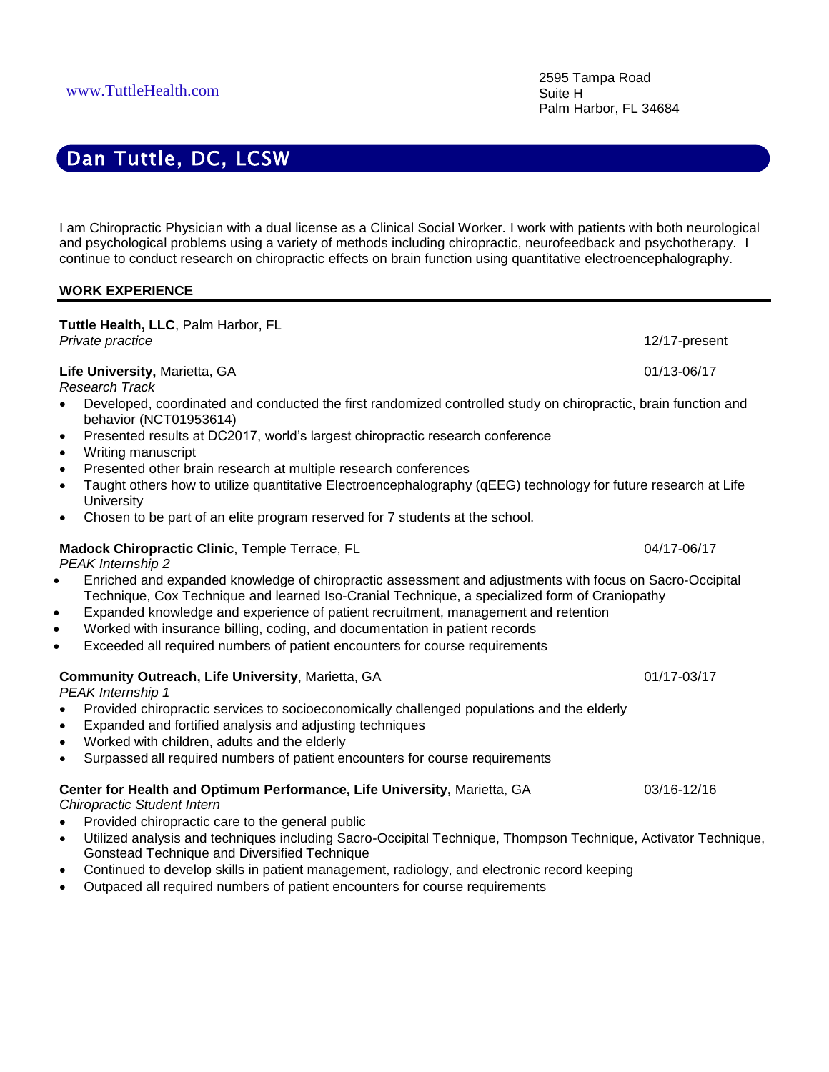www.TuttleHealth.com

2595 Tampa Road
Suite H
Palm Harbor, FL 34684

# Dan Tuttle, DC, LCSW

I am Chiropractic Physician with a dual license as a Clinical Social Worker. I work with patients with both neurological and psychological problems using a variety of methods including chiropractic, neurofeedback and psychotherapy. I continue to conduct research on chiropractic effects on brain function using quantitative electroencephalography.

## WORK EXPERIENCE

**Tuttle Health, LLC**, Palm Harbor, FL
*Private practice* 12/17-present

**Life University,** Marietta, GA 01/13-06/17
*Research Track*

- Developed, coordinated and conducted the first randomized controlled study on chiropractic, brain function and behavior (NCT01953614)
- Presented results at DC2017, world's largest chiropractic research conference
- Writing manuscript
- Presented other brain research at multiple research conferences
- Taught others how to utilize quantitative Electroencephalography (qEEG) technology for future research at Life University
- Chosen to be part of an elite program reserved for 7 students at the school.

**Madock Chiropractic Clinic**, Temple Terrace, FL 04/17-06/17
*PEAK Internship 2*

- Enriched and expanded knowledge of chiropractic assessment and adjustments with focus on Sacro-Occipital Technique, Cox Technique and learned Iso-Cranial Technique, a specialized form of Craniopathy
- Expanded knowledge and experience of patient recruitment, management and retention
- Worked with insurance billing, coding, and documentation in patient records
- Exceeded all required numbers of patient encounters for course requirements

**Community Outreach, Life University**, Marietta, GA 01/17-03/17
*PEAK Internship 1*

- Provided chiropractic services to socioeconomically challenged populations and the elderly
- Expanded and fortified analysis and adjusting techniques
- Worked with children, adults and the elderly
- Surpassed all required numbers of patient encounters for course requirements

**Center for Health and Optimum Performance, Life University,** Marietta, GA 03/16-12/16
*Chiropractic Student Intern*

- Provided chiropractic care to the general public
- Utilized analysis and techniques including Sacro-Occipital Technique, Thompson Technique, Activator Technique, Gonstead Technique and Diversified Technique
- Continued to develop skills in patient management, radiology, and electronic record keeping
- Outpaced all required numbers of patient encounters for course requirements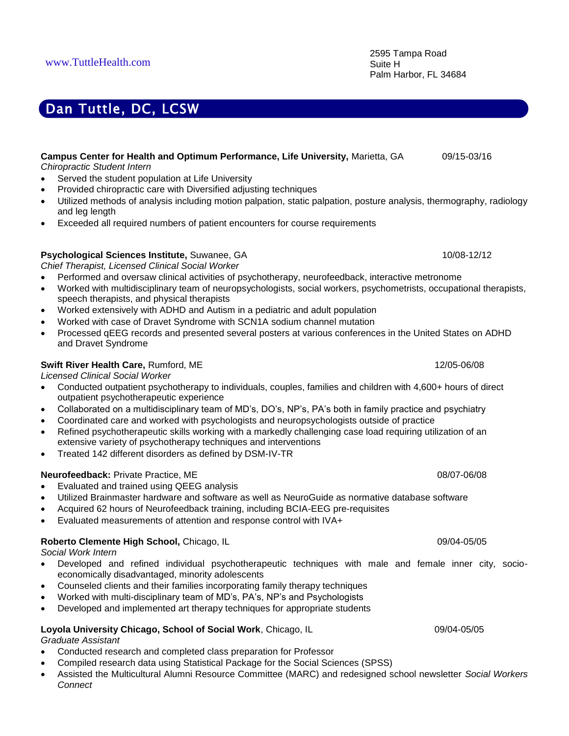www.TuttleHealth.com

2595 Tampa Road
Suite H
Palm Harbor, FL 34684

# Dan Tuttle, DC, LCSW

**Campus Center for Health and Optimum Performance, Life University,** Marietta, GA 09/15-03/16
*Chiropractic Student Intern*

- Served the student population at Life University
- Provided chiropractic care with Diversified adjusting techniques
- Utilized methods of analysis including motion palpation, static palpation, posture analysis, thermography, radiology and leg length
- Exceeded all required numbers of patient encounters for course requirements

**Psychological Sciences Institute,** Suwanee, GA 10/08-12/12
*Chief Therapist, Licensed Clinical Social Worker*

- Performed and oversaw clinical activities of psychotherapy, neurofeedback, interactive metronome
- Worked with multidisciplinary team of neuropsychologists, social workers, psychometrists, occupational therapists, speech therapists, and physical therapists
- Worked extensively with ADHD and Autism in a pediatric and adult population
- Worked with case of Dravet Syndrome with SCN1A sodium channel mutation
- Processed qEEG records and presented several posters at various conferences in the United States on ADHD and Dravet Syndrome

**Swift River Health Care,** Rumford, ME 12/05-06/08
*Licensed Clinical Social Worker*

- Conducted outpatient psychotherapy to individuals, couples, families and children with 4,600+ hours of direct outpatient psychotherapeutic experience
- Collaborated on a multidisciplinary team of MD's, DO's, NP's, PA's both in family practice and psychiatry
- Coordinated care and worked with psychologists and neuropsychologists outside of practice
- Refined psychotherapeutic skills working with a markedly challenging case load requiring utilization of an extensive variety of psychotherapy techniques and interventions
- Treated 142 different disorders as defined by DSM-IV-TR

**Neurofeedback:** Private Practice, ME 08/07-06/08

- Evaluated and trained using QEEG analysis
- Utilized Brainmaster hardware and software as well as NeuroGuide as normative database software
- Acquired 62 hours of Neurofeedback training, including BCIA-EEG pre-requisites
- Evaluated measurements of attention and response control with IVA+

**Roberto Clemente High School,** Chicago, IL 09/04-05/05
*Social Work Intern*

- Developed and refined individual psychotherapeutic techniques with male and female inner city, socio-economically disadvantaged, minority adolescents
- Counseled clients and their families incorporating family therapy techniques
- Worked with multi-disciplinary team of MD's, PA's, NP's and Psychologists
- Developed and implemented art therapy techniques for appropriate students

**Loyola University Chicago, School of Social Work**, Chicago, IL 09/04-05/05
*Graduate Assistant*

- Conducted research and completed class preparation for Professor
- Compiled research data using Statistical Package for the Social Sciences (SPSS)
- Assisted the Multicultural Alumni Resource Committee (MARC) and redesigned school newsletter *Social Workers Connect*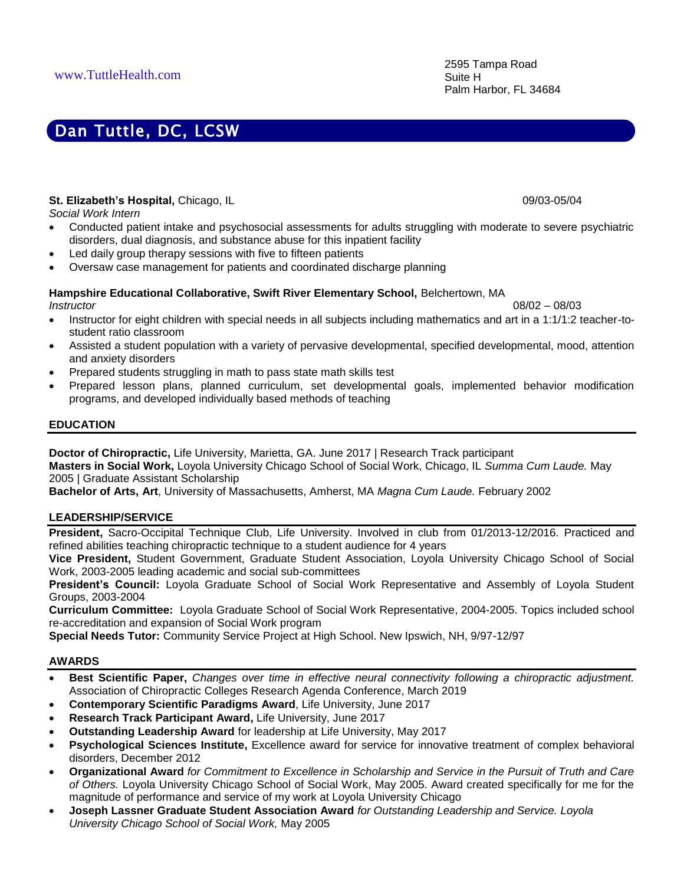www.TuttleHealth.com

2595 Tampa Road
Suite H
Palm Harbor, FL 34684

# Dan Tuttle, DC, LCSW

**St. Elizabeth's Hospital,** Chicago, IL 09/03-05/04
*Social Work Intern*

- Conducted patient intake and psychosocial assessments for adults struggling with moderate to severe psychiatric disorders, dual diagnosis, and substance abuse for this inpatient facility
- Led daily group therapy sessions with five to fifteen patients
- Oversaw case management for patients and coordinated discharge planning

**Hampshire Educational Collaborative, Swift River Elementary School,** Belchertown, MA
*Instructor* 08/02 – 08/03

- Instructor for eight children with special needs in all subjects including mathematics and art in a 1:1/1:2 teacher-to-student ratio classroom
- Assisted a student population with a variety of pervasive developmental, specified developmental, mood, attention and anxiety disorders
- Prepared students struggling in math to pass state math skills test
- Prepared lesson plans, planned curriculum, set developmental goals, implemented behavior modification programs, and developed individually based methods of teaching

## EDUCATION

**Doctor of Chiropractic,** Life University, Marietta, GA. June 2017 | Research Track participant
**Masters in Social Work,** Loyola University Chicago School of Social Work, Chicago, IL *Summa Cum Laude.* May 2005 | Graduate Assistant Scholarship
**Bachelor of Arts, Art**, University of Massachusetts, Amherst, MA *Magna Cum Laude.* February 2002

## LEADERSHIP/SERVICE

**President,** Sacro-Occipital Technique Club, Life University. Involved in club from 01/2013-12/2016. Practiced and refined abilities teaching chiropractic technique to a student audience for 4 years
**Vice President,** Student Government, Graduate Student Association, Loyola University Chicago School of Social Work, 2003-2005 leading academic and social sub-committees
**President's Council:** Loyola Graduate School of Social Work Representative and Assembly of Loyola Student Groups, 2003-2004
**Curriculum Committee:** Loyola Graduate School of Social Work Representative, 2004-2005. Topics included school re-accreditation and expansion of Social Work program
**Special Needs Tutor:** Community Service Project at High School. New Ipswich, NH, 9/97-12/97

## AWARDS

- **Best Scientific Paper,** *Changes over time in effective neural connectivity following a chiropractic adjustment.* Association of Chiropractic Colleges Research Agenda Conference, March 2019
- **Contemporary Scientific Paradigms Award**, Life University, June 2017
- **Research Track Participant Award,** Life University, June 2017
- **Outstanding Leadership Award** for leadership at Life University, May 2017
- **Psychological Sciences Institute,** Excellence award for service for innovative treatment of complex behavioral disorders, December 2012
- **Organizational Award** *for Commitment to Excellence in Scholarship and Service in the Pursuit of Truth and Care of Others.* Loyola University Chicago School of Social Work, May 2005. Award created specifically for me for the magnitude of performance and service of my work at Loyola University Chicago
- **Joseph Lassner Graduate Student Association Award** *for Outstanding Leadership and Service. Loyola University Chicago School of Social Work,* May 2005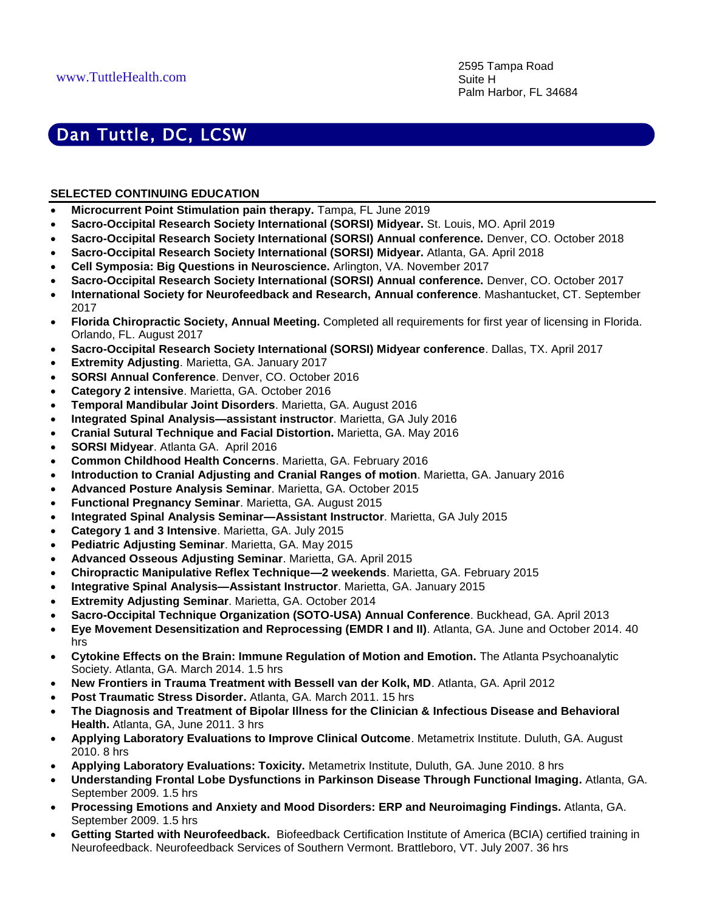www.TuttleHealth.com

2595 Tampa Road
Suite H
Palm Harbor, FL 34684

# Dan Tuttle, DC, LCSW

## SELECTED CONTINUING EDUCATION

- **Microcurrent Point Stimulation pain therapy.** Tampa, FL June 2019
- **Sacro-Occipital Research Society International (SORSI) Midyear.** St. Louis, MO. April 2019
- **Sacro-Occipital Research Society International (SORSI) Annual conference.** Denver, CO. October 2018
- **Sacro-Occipital Research Society International (SORSI) Midyear.** Atlanta, GA. April 2018
- **Cell Symposia: Big Questions in Neuroscience.** Arlington, VA. November 2017
- **Sacro-Occipital Research Society International (SORSI) Annual conference.** Denver, CO. October 2017
- **International Society for Neurofeedback and Research, Annual conference**. Mashantucket, CT. September 2017
- **Florida Chiropractic Society, Annual Meeting.** Completed all requirements for first year of licensing in Florida. Orlando, FL. August 2017
- **Sacro-Occipital Research Society International (SORSI) Midyear conference**. Dallas, TX. April 2017
- **Extremity Adjusting**. Marietta, GA. January 2017
- **SORSI Annual Conference**. Denver, CO. October 2016
- **Category 2 intensive**. Marietta, GA. October 2016
- **Temporal Mandibular Joint Disorders**. Marietta, GA. August 2016
- **Integrated Spinal Analysis—assistant instructor**. Marietta, GA July 2016
- **Cranial Sutural Technique and Facial Distortion.** Marietta, GA. May 2016
- **SORSI Midyear**. Atlanta GA. April 2016
- **Common Childhood Health Concerns**. Marietta, GA. February 2016
- **Introduction to Cranial Adjusting and Cranial Ranges of motion**. Marietta, GA. January 2016
- **Advanced Posture Analysis Seminar**. Marietta, GA. October 2015
- **Functional Pregnancy Seminar**. Marietta, GA. August 2015
- **Integrated Spinal Analysis Seminar—Assistant Instructor**. Marietta, GA July 2015
- **Category 1 and 3 Intensive**. Marietta, GA. July 2015
- **Pediatric Adjusting Seminar**. Marietta, GA. May 2015
- **Advanced Osseous Adjusting Seminar**. Marietta, GA. April 2015
- **Chiropractic Manipulative Reflex Technique—2 weekends**. Marietta, GA. February 2015
- **Integrative Spinal Analysis—Assistant Instructor**. Marietta, GA. January 2015
- **Extremity Adjusting Seminar**. Marietta, GA. October 2014
- **Sacro-Occipital Technique Organization (SOTO-USA) Annual Conference**. Buckhead, GA. April 2013
- **Eye Movement Desensitization and Reprocessing (EMDR I and II)**. Atlanta, GA. June and October 2014. 40 hrs
- **Cytokine Effects on the Brain: Immune Regulation of Motion and Emotion.** The Atlanta Psychoanalytic Society. Atlanta, GA. March 2014. 1.5 hrs
- **New Frontiers in Trauma Treatment with Bessell van der Kolk, MD**. Atlanta, GA. April 2012
- **Post Traumatic Stress Disorder.** Atlanta, GA. March 2011. 15 hrs
- **The Diagnosis and Treatment of Bipolar Illness for the Clinician & Infectious Disease and Behavioral Health.** Atlanta, GA, June 2011. 3 hrs
- **Applying Laboratory Evaluations to Improve Clinical Outcome**. Metametrix Institute. Duluth, GA. August 2010. 8 hrs
- **Applying Laboratory Evaluations: Toxicity.** Metametrix Institute, Duluth, GA. June 2010. 8 hrs
- **Understanding Frontal Lobe Dysfunctions in Parkinson Disease Through Functional Imaging.** Atlanta, GA. September 2009. 1.5 hrs
- **Processing Emotions and Anxiety and Mood Disorders: ERP and Neuroimaging Findings.** Atlanta, GA. September 2009. 1.5 hrs
- **Getting Started with Neurofeedback.** Biofeedback Certification Institute of America (BCIA) certified training in Neurofeedback. Neurofeedback Services of Southern Vermont. Brattleboro, VT. July 2007. 36 hrs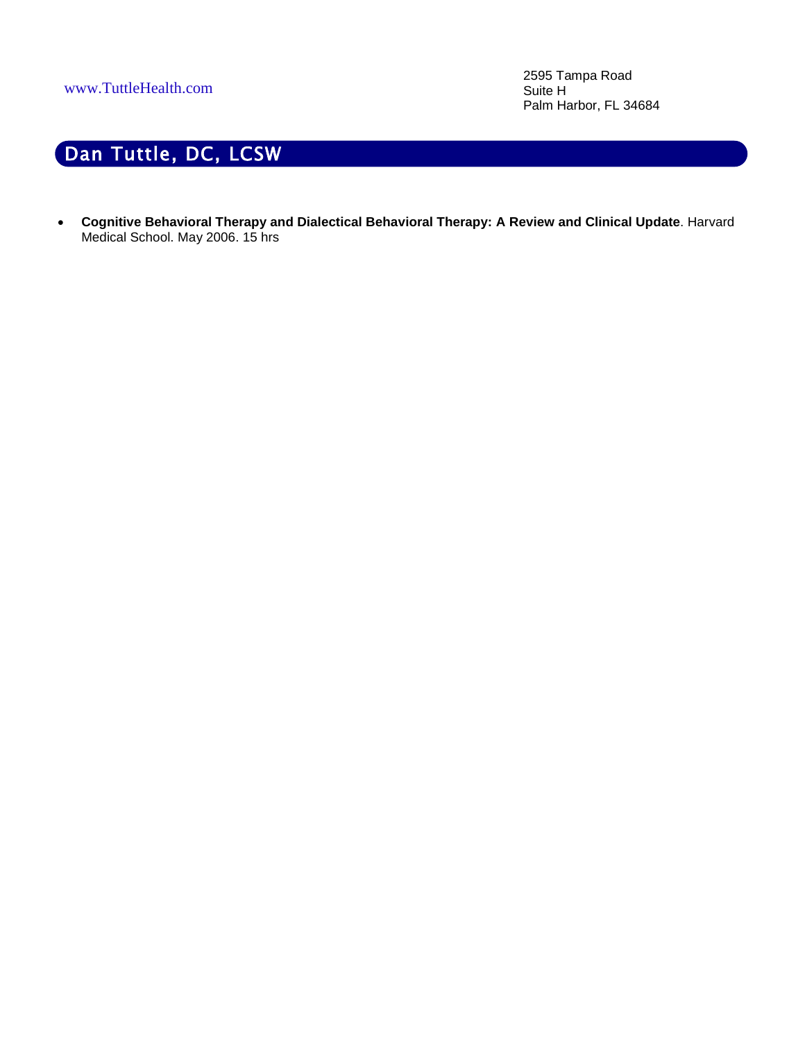www.TuttleHealth.com

2595 Tampa Road
Suite H
Palm Harbor, FL 34684

## Dan Tuttle, DC, LCSW

- **Cognitive Behavioral Therapy and Dialectical Behavioral Therapy: A Review and Clinical Update**. Harvard Medical School. May 2006. 15 hrs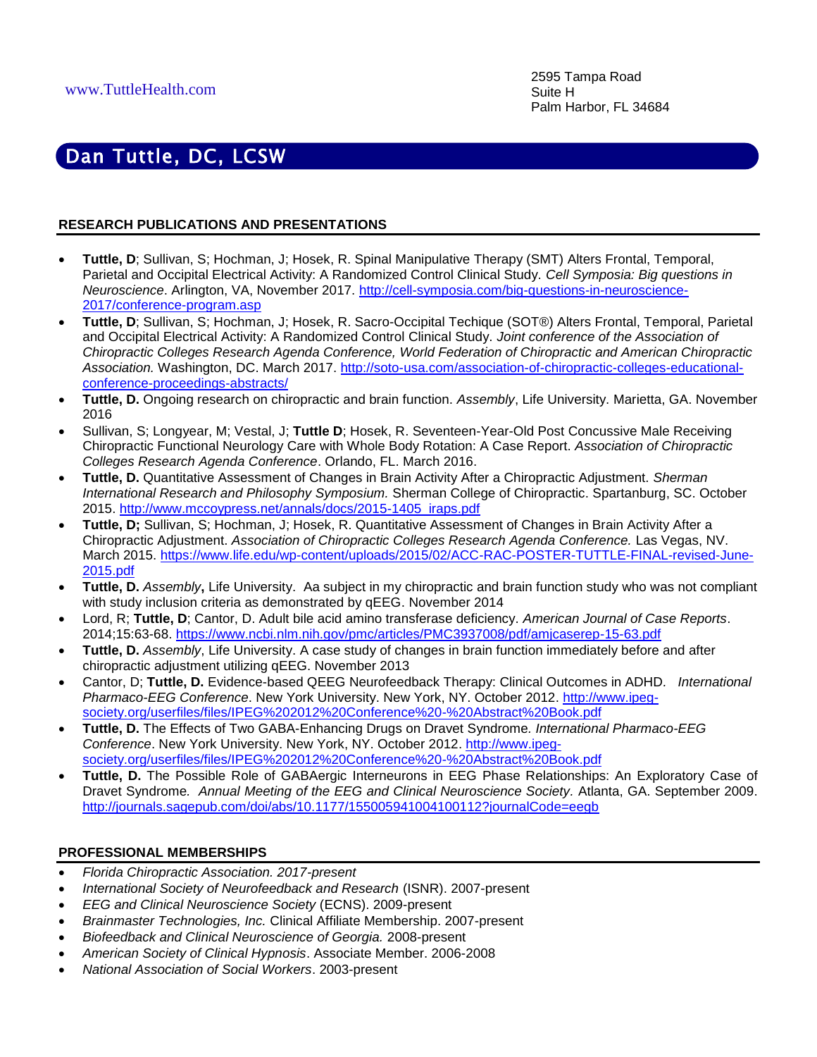www.TuttleHealth.com

2595 Tampa Road
Suite H
Palm Harbor, FL 34684

# Dan Tuttle, DC, LCSW

## RESEARCH PUBLICATIONS AND PRESENTATIONS

- **Tuttle, D**; Sullivan, S; Hochman, J; Hosek, R. Spinal Manipulative Therapy (SMT) Alters Frontal, Temporal, Parietal and Occipital Electrical Activity: A Randomized Control Clinical Study. *Cell Symposia: Big questions in Neuroscience*. Arlington, VA, November 2017. http://cell-symposia.com/big-questions-in-neuroscience-2017/conference-program.asp
- **Tuttle, D**; Sullivan, S; Hochman, J; Hosek, R. Sacro-Occipital Techique (SOT®) Alters Frontal, Temporal, Parietal and Occipital Electrical Activity: A Randomized Control Clinical Study. *Joint conference of the Association of Chiropractic Colleges Research Agenda Conference, World Federation of Chiropractic and American Chiropractic Association.* Washington, DC. March 2017. http://soto-usa.com/association-of-chiropractic-colleges-educational-conference-proceedings-abstracts/
- **Tuttle, D.** Ongoing research on chiropractic and brain function. *Assembly*, Life University. Marietta, GA. November 2016
- Sullivan, S; Longyear, M; Vestal, J; **Tuttle D**; Hosek, R. Seventeen-Year-Old Post Concussive Male Receiving Chiropractic Functional Neurology Care with Whole Body Rotation: A Case Report. *Association of Chiropractic Colleges Research Agenda Conference*. Orlando, FL. March 2016.
- **Tuttle, D.** Quantitative Assessment of Changes in Brain Activity After a Chiropractic Adjustment. *Sherman International Research and Philosophy Symposium.* Sherman College of Chiropractic. Spartanburg, SC. October 2015. http://www.mccoypress.net/annals/docs/2015-1405_iraps.pdf
- **Tuttle, D;** Sullivan, S; Hochman, J; Hosek, R. Quantitative Assessment of Changes in Brain Activity After a Chiropractic Adjustment. *Association of Chiropractic Colleges Research Agenda Conference.* Las Vegas, NV. March 2015. https://www.life.edu/wp-content/uploads/2015/02/ACC-RAC-POSTER-TUTTLE-FINAL-revised-June-2015.pdf
- **Tuttle, D.** *Assembly***,** Life University. Aa subject in my chiropractic and brain function study who was not compliant with study inclusion criteria as demonstrated by qEEG. November 2014
- Lord, R; **Tuttle, D**; Cantor, D. Adult bile acid amino transferase deficiency. *American Journal of Case Reports*. 2014;15:63-68. https://www.ncbi.nlm.nih.gov/pmc/articles/PMC3937008/pdf/amjcaserep-15-63.pdf
- **Tuttle, D.** *Assembly*, Life University. A case study of changes in brain function immediately before and after chiropractic adjustment utilizing qEEG. November 2013
- Cantor, D; **Tuttle, D.** Evidence-based QEEG Neurofeedback Therapy: Clinical Outcomes in ADHD. *International Pharmaco-EEG Conference*. New York University. New York, NY. October 2012. http://www.ipeg-society.org/userfiles/files/IPEG%202012%20Conference%20-%20Abstract%20Book.pdf
- **Tuttle, D.** The Effects of Two GABA-Enhancing Drugs on Dravet Syndrome. *International Pharmaco-EEG Conference*. New York University. New York, NY. October 2012. http://www.ipeg-society.org/userfiles/files/IPEG%202012%20Conference%20-%20Abstract%20Book.pdf
- **Tuttle, D.** The Possible Role of GABAergic Interneurons in EEG Phase Relationships: An Exploratory Case of Dravet Syndrome*. Annual Meeting of the EEG and Clinical Neuroscience Society.* Atlanta, GA. September 2009. http://journals.sagepub.com/doi/abs/10.1177/155005941004100112?journalCode=eegb

## PROFESSIONAL MEMBERSHIPS

- *Florida Chiropractic Association. 2017-present*
- *International Society of Neurofeedback and Research* (ISNR). 2007-present
- *EEG and Clinical Neuroscience Society* (ECNS). 2009-present
- *Brainmaster Technologies, Inc.* Clinical Affiliate Membership. 2007-present
- *Biofeedback and Clinical Neuroscience of Georgia.* 2008-present
- *American Society of Clinical Hypnosis*. Associate Member. 2006-2008
- *National Association of Social Workers*. 2003-present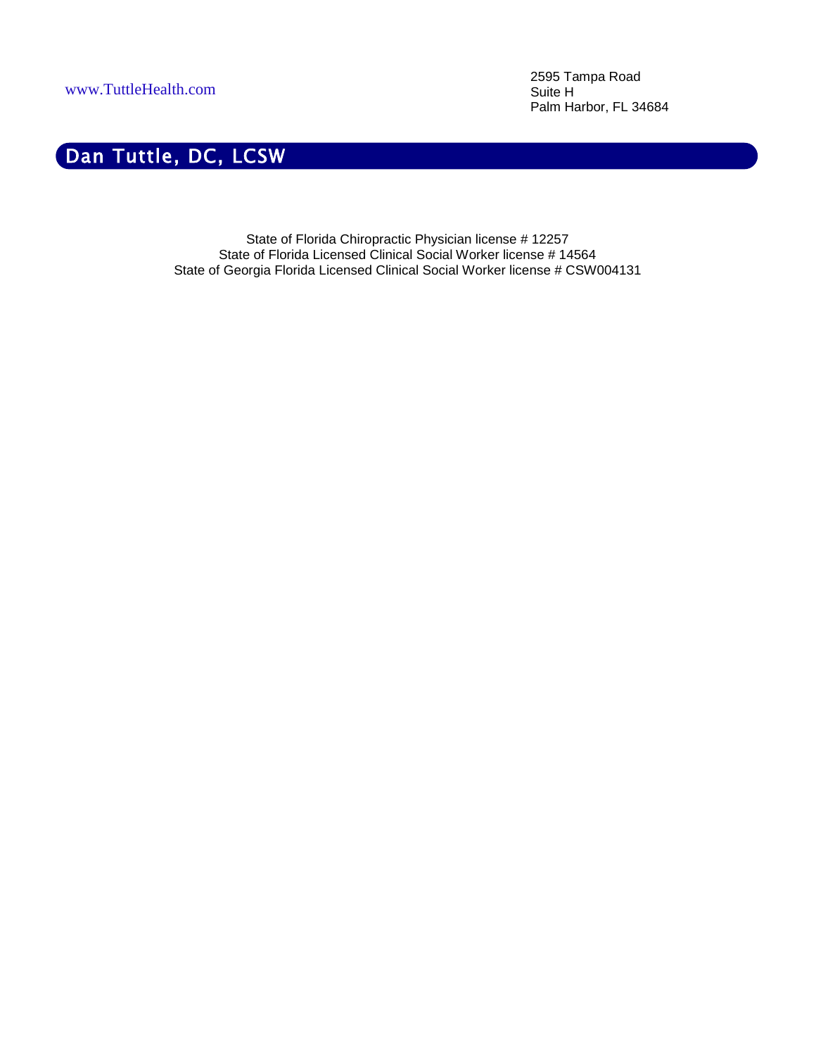www.TuttleHealth.com

2595 Tampa Road
Suite H
Palm Harbor, FL 34684

# Dan Tuttle, DC, LCSW

State of Florida Chiropractic Physician license # 12257
State of Florida Licensed Clinical Social Worker license # 14564
State of Georgia Florida Licensed Clinical Social Worker license # CSW004131